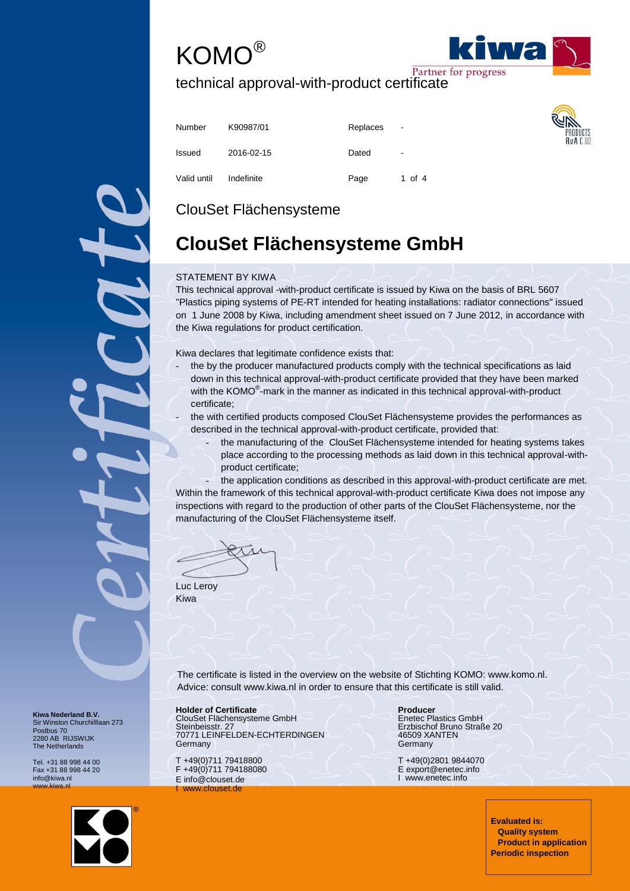# KOMO®

technical approval-with-product certificate

| Number | K90987/01 | Replaces | - |
|---|---|---|---|
| Issued | 2016-02-15 | Dated | - |
| Valid until | Indefinite | | |

ClouSet Flächensysteme

## ClouSet Flächensysteme GmbH

STATEMENT BY KIWA

This technical approval -with-product certificate is issued by Kiwa on the basis of BRL 5607 "Plastics piping systems of PE-RT intended for heating installations: radiator connections" issued on 1 June 2008 by Kiwa, including amendment sheet issued on 7 June 2012, in accordance with the Kiwa regulations for product certification.

Kiwa declares that legitimate confidence exists that:

- the by the producer manufactured products comply with the technical specifications as laid down in this technical approval-with-product certificate provided that they have been marked with the KOMO®-mark in the manner as indicated in this technical approval-with-product certificate;
- the with certified products composed ClouSet Flächensysteme provides the performances as described in the technical approval-with-product certificate, provided that:
  - the manufacturing of the ClouSet Flächensysteme intended for heating systems takes place according to the processing methods as laid down in this technical approval-with-product certificate;
  - the application conditions as described in this approval-with-product certificate are met.

Within the framework of this technical approval-with-product certificate Kiwa does not impose any inspections with regard to the production of other parts of the ClouSet Flächensysteme, nor the manufacturing of the ClouSet Flächensysteme itself.

Luc Leroy
Kiwa

The certificate is listed in the overview on the website of Stichting KOMO: www.komo.nl.
Advice: consult www.kiwa.nl in order to ensure that this certificate is still valid.

**Kiwa Nederland B.V.**
Sir Winston Churchilllaan 273
Postbus 70
2280 AB RIJSWIJK
The Netherlands

Tel. +31 88 998 44 00
Fax +31 88 998 44 20
info@kiwa.nl
www.kiwa.nl

**Holder of Certificate**
ClouSet Flächensysteme GmbH
Steinbeisstr. 27
70771 LEINFELDEN-ECHTERDINGEN
Germany

T +49(0)711 79418800
F +49(0)711 794188080
E info@clouset.de
I www.clouset.de

**Producer**
Enetec Plastics GmbH
Erzbischof Bruno Straße 20
46509 XANTEN
Germany

T +49(0)2801 9844070
E export@enetec.info
I www.enetec.info

**Evaluated is:**
**Quality system**
**Product in application**
**Periodic inspection**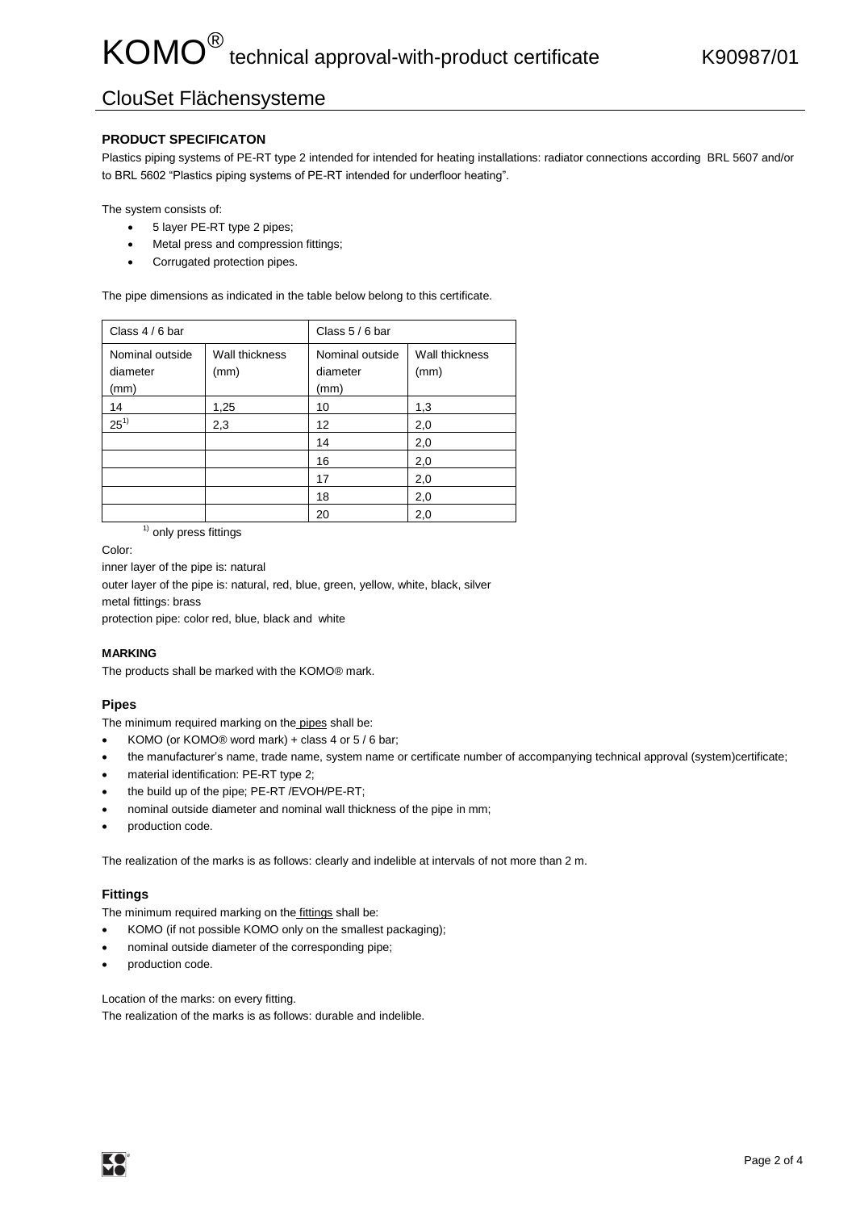# ClouSet Flächensysteme

**PRODUCT SPECIFICATON**

Plastics piping systems of PE-RT type 2 intended for intended for heating installations: radiator connections according BRL 5607 and/or to BRL 5602 "Plastics piping systems of PE-RT intended for underfloor heating".

The system consists of:

- 5 layer PE-RT type 2 pipes;
- Metal press and compression fittings;
- Corrugated protection pipes.

The pipe dimensions as indicated in the table below belong to this certificate.

| Class 4 / 6 bar | | Class 5 / 6 bar | |
|---|---|---|---|
| Nominal outside diameter (mm) | Wall thickness (mm) | Nominal outside diameter (mm) | Wall thickness (mm) |
| 14 | 1,25 | 10 | 1,3 |
| 25[1)] | 2,3 | 12 | 2,0 |
| | | 14 | 2,0 |
| | | 16 | 2,0 |
| | | 17 | 2,0 |
| | | 18 | 2,0 |
| | | 20 | 2,0 |

[1)] only press fittings

Color:

inner layer of the pipe is: natural

outer layer of the pipe is: natural, red, blue, green, yellow, white, black, silver

metal fittings: brass

protection pipe: color red, blue, black and white

**MARKING**

The products shall be marked with the KOMO® mark.

### Pipes

The minimum required marking on the pipes shall be:

- KOMO (or KOMO® word mark) + class 4 or 5 / 6 bar;
- the manufacturer's name, trade name, system name or certificate number of accompanying technical approval (system)certificate;
- material identification: PE-RT type 2;
- the build up of the pipe; PE-RT /EVOH/PE-RT;
- nominal outside diameter and nominal wall thickness of the pipe in mm;
- production code.

The realization of the marks is as follows: clearly and indelible at intervals of not more than 2 m.

### Fittings

The minimum required marking on the fittings shall be:

- KOMO (if not possible KOMO only on the smallest packaging);
- nominal outside diameter of the corresponding pipe;
- production code.

Location of the marks: on every fitting.

The realization of the marks is as follows: durable and indelible.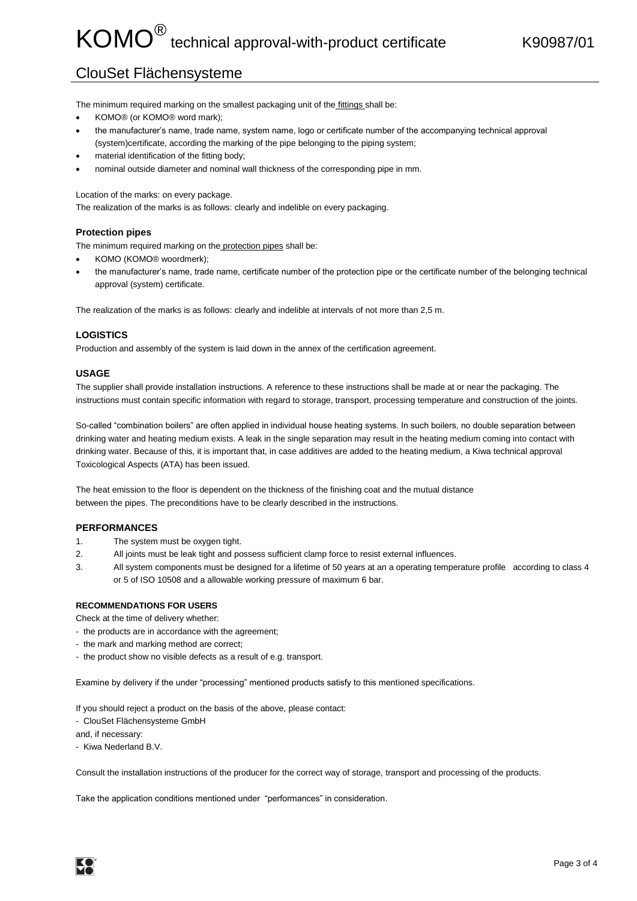The minimum required marking on the smallest packaging unit of the fittings shall be:

- KOMO® (or KOMO® word mark);
- the manufacturer's name, trade name, system name, logo or certificate number of the accompanying technical approval (system)certificate, according the marking of the pipe belonging to the piping system;
- material identification of the fitting body;
- nominal outside diameter and nominal wall thickness of the corresponding pipe in mm.

Location of the marks: on every package.
The realization of the marks is as follows: clearly and indelible on every packaging.

### Protection pipes

The minimum required marking on the protection pipes shall be:

- KOMO (KOMO® woordmerk);
- the manufacturer's name, trade name, certificate number of the protection pipe or the certificate number of the belonging technical approval (system) certificate.

The realization of the marks is as follows: clearly and indelible at intervals of not more than 2,5 m.

### LOGISTICS

Production and assembly of the system is laid down in the annex of the certification agreement.

### USAGE

The supplier shall provide installation instructions. A reference to these instructions shall be made at or near the packaging. The instructions must contain specific information with regard to storage, transport, processing temperature and construction of the joints.

So-called "combination boilers" are often applied in individual house heating systems. In such boilers, no double separation between drinking water and heating medium exists. A leak in the single separation may result in the heating medium coming into contact with drinking water. Because of this, it is important that, in case additives are added to the heating medium, a Kiwa technical approval Toxicological Aspects (ATA) has been issued.

The heat emission to the floor is dependent on the thickness of the finishing coat and the mutual distance between the pipes. The preconditions have to be clearly described in the instructions.

### PERFORMANCES

1. The system must be oxygen tight.
2. All joints must be leak tight and possess sufficient clamp force to resist external influences.
3. All system components must be designed for a lifetime of 50 years at an a operating temperature profile according to class 4 or 5 of ISO 10508 and a allowable working pressure of maximum 6 bar.

#### RECOMMENDATIONS FOR USERS

Check at the time of delivery whether:

- the products are in accordance with the agreement;
- the mark and marking method are correct;
- the product show no visible defects as a result of e.g. transport.

Examine by delivery if the under "processing" mentioned products satisfy to this mentioned specifications.

If you should reject a product on the basis of the above, please contact:

- ClouSet Flächensysteme GmbH

and, if necessary:

- Kiwa Nederland B.V.

Consult the installation instructions of the producer for the correct way of storage, transport and processing of the products.

Take the application conditions mentioned under "performances" in consideration.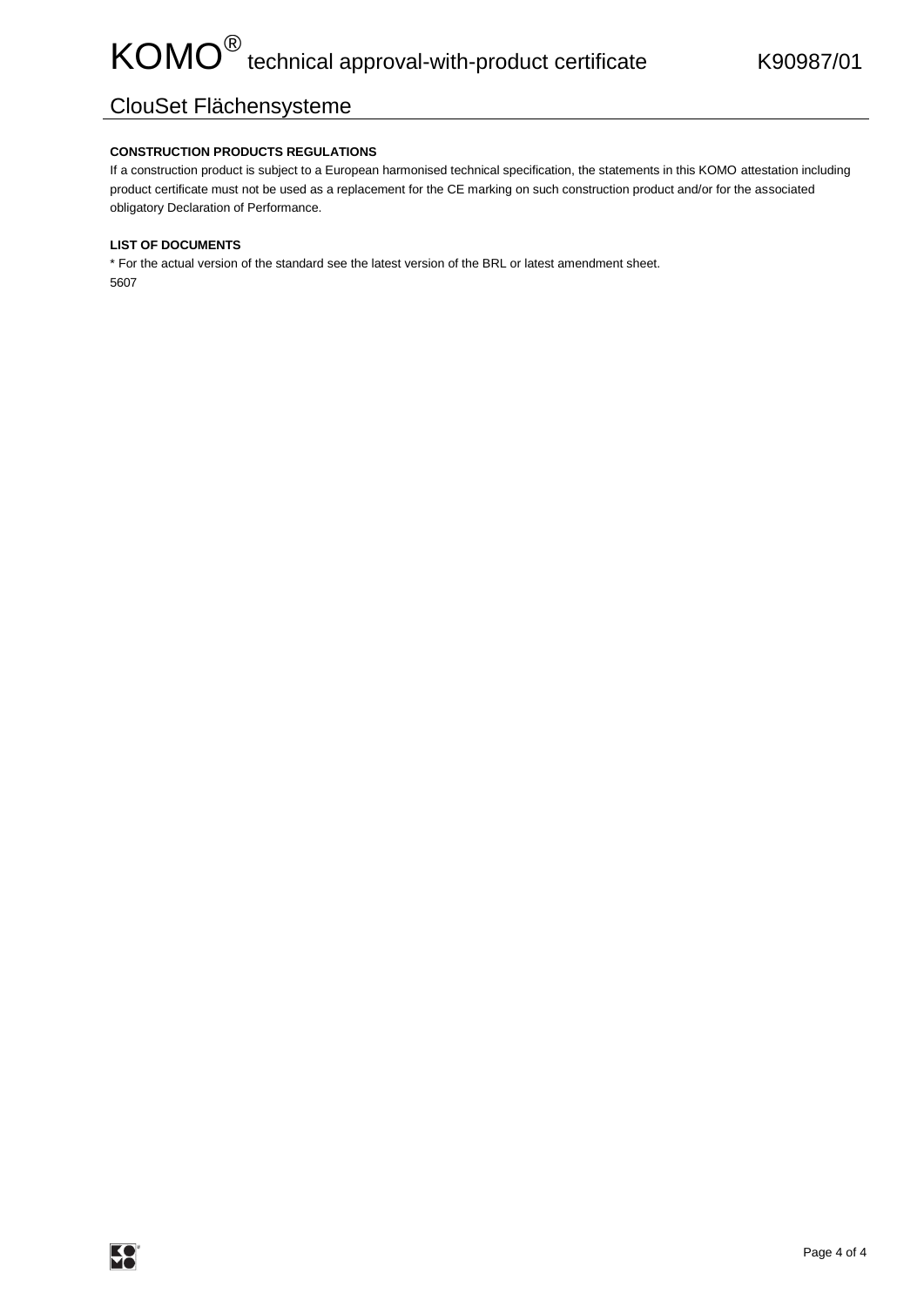# KOMO® technical approval-with-product certificate K90987/01

## ClouSet Flächensysteme

**CONSTRUCTION PRODUCTS REGULATIONS**

If a construction product is subject to a European harmonised technical specification, the statements in this KOMO attestation including product certificate must not be used as a replacement for the CE marking on such construction product and/or for the associated obligatory Declaration of Performance.

**LIST OF DOCUMENTS**

* For the actual version of the standard see the latest version of the BRL or latest amendment sheet.

5607